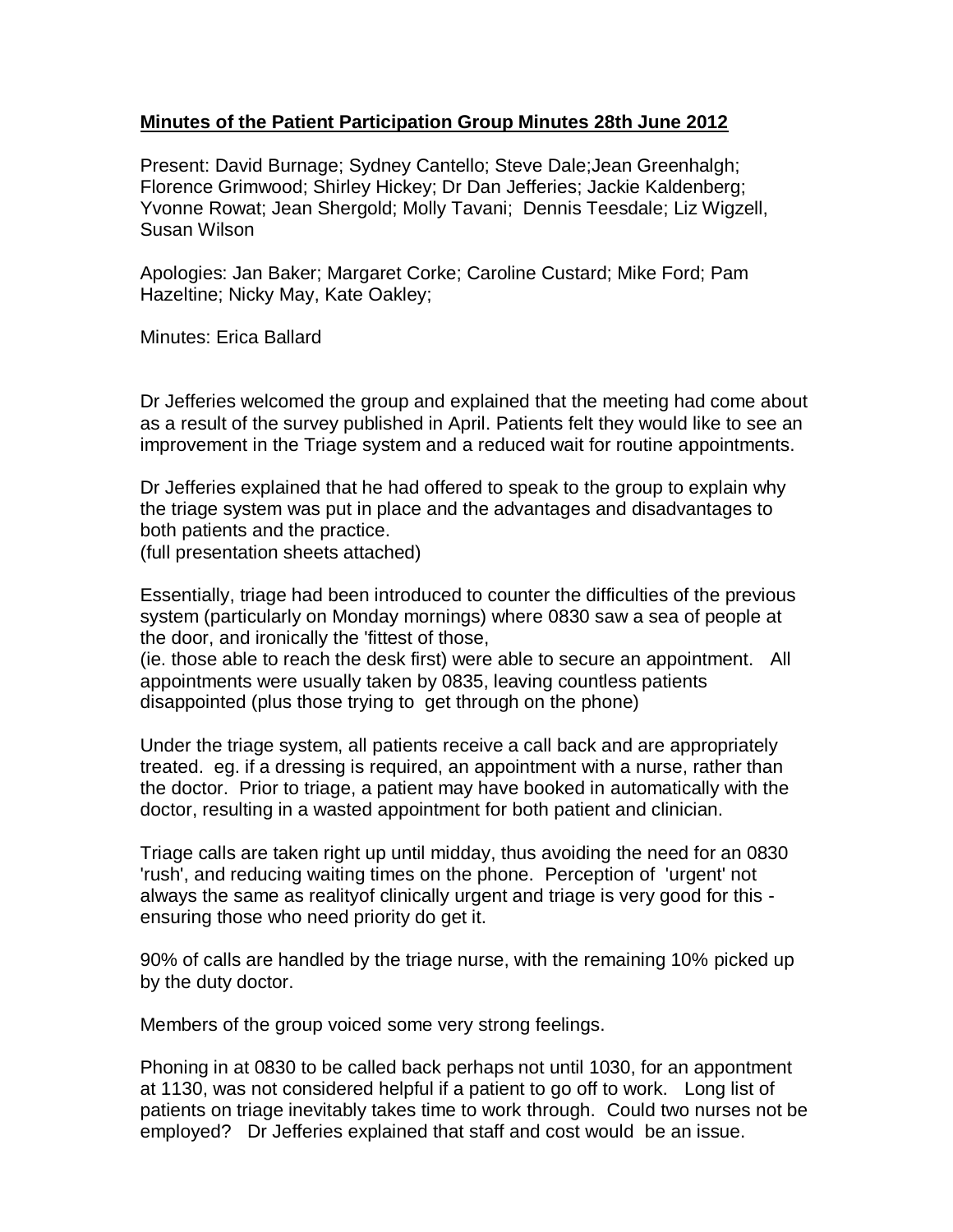**Minutes of the Patient Participation Group Minutes 28th June 2012**

Present: David Burnage; Sydney Cantello; Steve Dale;Jean Greenhalgh; Florence Grimwood; Shirley Hickey; Dr Dan Jefferies; Jackie Kaldenberg; Yvonne Rowat; Jean Shergold; Molly Tavani; Dennis Teesdale; Liz Wigzell, Susan Wilson

Apologies: Jan Baker; Margaret Corke; Caroline Custard; Mike Ford; Pam Hazeltine; Nicky May, Kate Oakley;

Minutes: Erica Ballard

Dr Jefferies welcomed the group and explained that the meeting had come about as a result of the survey published in April. Patients felt they would like to see an improvement in the Triage system and a reduced wait for routine appointments.

Dr Jefferies explained that he had offered to speak to the group to explain why the triage system was put in place and the advantages and disadvantages to both patients and the practice.
(full presentation sheets attached)

Essentially, triage had been introduced to counter the difficulties of the previous system (particularly on Monday mornings) where 0830 saw a sea of people at the door, and ironically the 'fittest of those,
(ie. those able to reach the desk first) were able to secure an appointment. All appointments were usually taken by 0835, leaving countless patients disappointed (plus those trying to get through on the phone)

Under the triage system, all patients receive a call back and are appropriately treated. eg. if a dressing is required, an appointment with a nurse, rather than the doctor. Prior to triage, a patient may have booked in automatically with the doctor, resulting in a wasted appointment for both patient and clinician.

Triage calls are taken right up until midday, thus avoiding the need for an 0830 'rush', and reducing waiting times on the phone. Perception of 'urgent' not always the same as realityof clinically urgent and triage is very good for this - ensuring those who need priority do get it.

90% of calls are handled by the triage nurse, with the remaining 10% picked up by the duty doctor.

Members of the group voiced some very strong feelings.

Phoning in at 0830 to be called back perhaps not until 1030, for an appontment at 1130, was not considered helpful if a patient to go off to work. Long list of patients on triage inevitably takes time to work through. Could two nurses not be employed? Dr Jefferies explained that staff and cost would be an issue.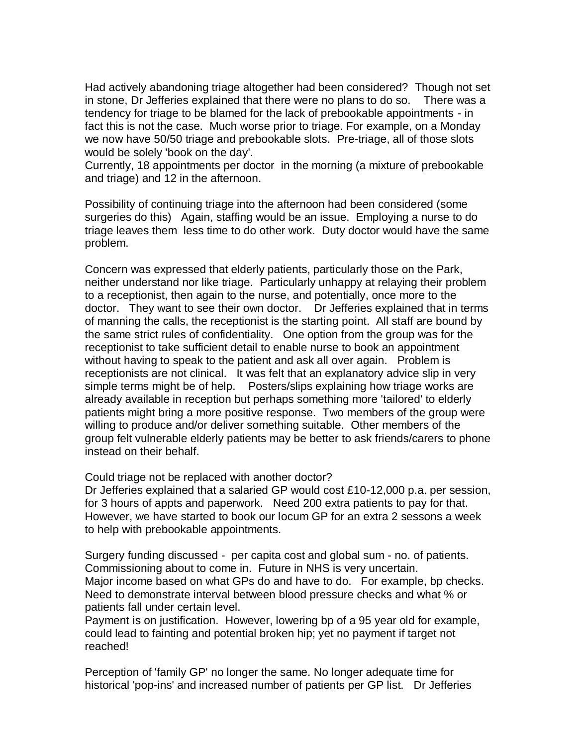Had actively abandoning triage altogether had been considered? Though not set in stone, Dr Jefferies explained that there were no plans to do so. There was a tendency for triage to be blamed for the lack of prebookable appointments - in fact this is not the case. Much worse prior to triage. For example, on a Monday we now have 50/50 triage and prebookable slots. Pre-triage, all of those slots would be solely 'book on the day'.
Currently, 18 appointments per doctor in the morning (a mixture of prebookable and triage) and 12 in the afternoon.

Possibility of continuing triage into the afternoon had been considered (some surgeries do this) Again, staffing would be an issue. Employing a nurse to do triage leaves them less time to do other work. Duty doctor would have the same problem.

Concern was expressed that elderly patients, particularly those on the Park, neither understand nor like triage. Particularly unhappy at relaying their problem to a receptionist, then again to the nurse, and potentially, once more to the doctor. They want to see their own doctor. Dr Jefferies explained that in terms of manning the calls, the receptionist is the starting point. All staff are bound by the same strict rules of confidentiality. One option from the group was for the receptionist to take sufficient detail to enable nurse to book an appointment without having to speak to the patient and ask all over again. Problem is receptionists are not clinical. It was felt that an explanatory advice slip in very simple terms might be of help. Posters/slips explaining how triage works are already available in reception but perhaps something more 'tailored' to elderly patients might bring a more positive response. Two members of the group were willing to produce and/or deliver something suitable. Other members of the group felt vulnerable elderly patients may be better to ask friends/carers to phone instead on their behalf.

Could triage not be replaced with another doctor?
Dr Jefferies explained that a salaried GP would cost £10-12,000 p.a. per session, for 3 hours of appts and paperwork. Need 200 extra patients to pay for that. However, we have started to book our locum GP for an extra 2 sessons a week to help with prebookable appointments.

Surgery funding discussed - per capita cost and global sum - no. of patients. Commissioning about to come in. Future in NHS is very uncertain.
Major income based on what GPs do and have to do. For example, bp checks. Need to demonstrate interval between blood pressure checks and what % or patients fall under certain level.
Payment is on justification. However, lowering bp of a 95 year old for example, could lead to fainting and potential broken hip; yet no payment if target not reached!

Perception of 'family GP' no longer the same. No longer adequate time for historical 'pop-ins' and increased number of patients per GP list. Dr Jefferies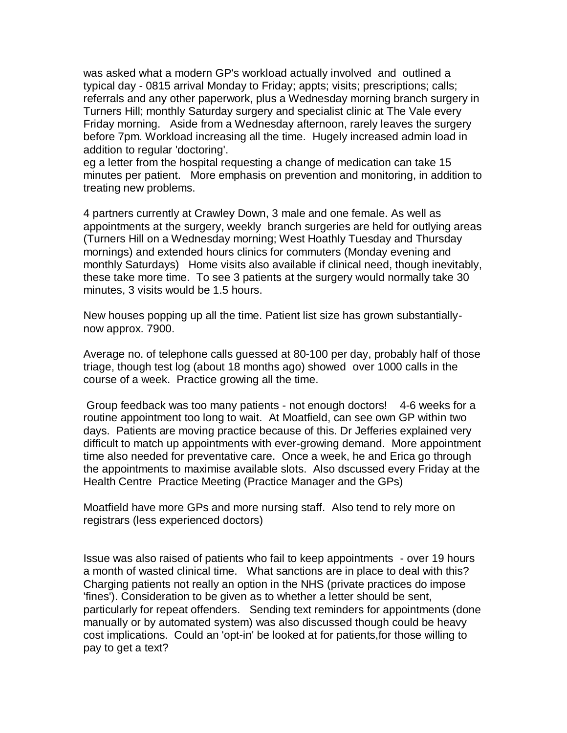was asked what a modern GP's workload actually involved and outlined a typical day - 0815 arrival Monday to Friday; appts; visits; prescriptions; calls; referrals and any other paperwork, plus a Wednesday morning branch surgery in Turners Hill; monthly Saturday surgery and specialist clinic at The Vale every Friday morning. Aside from a Wednesday afternoon, rarely leaves the surgery before 7pm. Workload increasing all the time. Hugely increased admin load in addition to regular 'doctoring'.
eg a letter from the hospital requesting a change of medication can take 15 minutes per patient. More emphasis on prevention and monitoring, in addition to treating new problems.

4 partners currently at Crawley Down, 3 male and one female. As well as appointments at the surgery, weekly branch surgeries are held for outlying areas (Turners Hill on a Wednesday morning; West Hoathly Tuesday and Thursday mornings) and extended hours clinics for commuters (Monday evening and monthly Saturdays) Home visits also available if clinical need, though inevitably, these take more time. To see 3 patients at the surgery would normally take 30 minutes, 3 visits would be 1.5 hours.

New houses popping up all the time. Patient list size has grown substantially- now approx. 7900.

Average no. of telephone calls guessed at 80-100 per day, probably half of those triage, though test log (about 18 months ago) showed over 1000 calls in the course of a week. Practice growing all the time.

Group feedback was too many patients - not enough doctors! 4-6 weeks for a routine appointment too long to wait. At Moatfield, can see own GP within two days. Patients are moving practice because of this. Dr Jefferies explained very difficult to match up appointments with ever-growing demand. More appointment time also needed for preventative care. Once a week, he and Erica go through the appointments to maximise available slots. Also dscussed every Friday at the Health Centre Practice Meeting (Practice Manager and the GPs)

Moatfield have more GPs and more nursing staff. Also tend to rely more on registrars (less experienced doctors)

Issue was also raised of patients who fail to keep appointments - over 19 hours a month of wasted clinical time. What sanctions are in place to deal with this? Charging patients not really an option in the NHS (private practices do impose 'fines'). Consideration to be given as to whether a letter should be sent, particularly for repeat offenders. Sending text reminders for appointments (done manually or by automated system) was also discussed though could be heavy cost implications. Could an 'opt-in' be looked at for patients,for those willing to pay to get a text?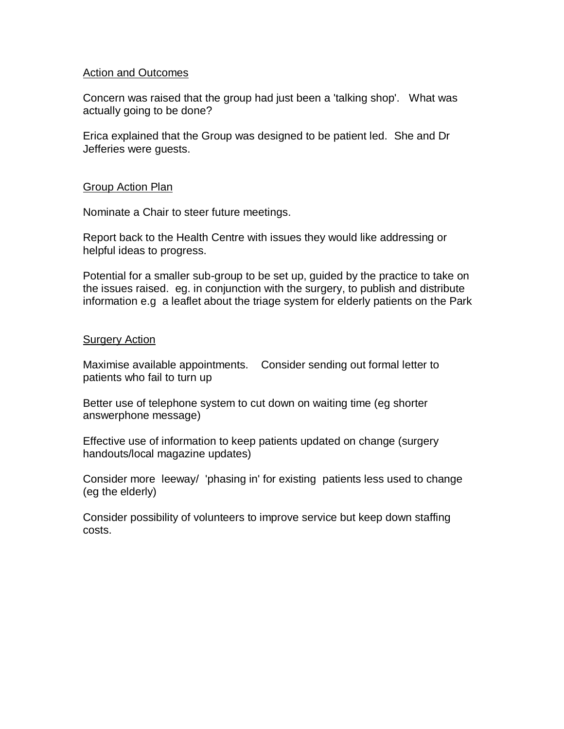## Action and Outcomes

Concern was raised that the group had just been a 'talking shop'. What was actually going to be done?

Erica explained that the Group was designed to be patient led. She and Dr Jefferies were guests.

## Group Action Plan

Nominate a Chair to steer future meetings.

Report back to the Health Centre with issues they would like addressing or helpful ideas to progress.

Potential for a smaller sub-group to be set up, guided by the practice to take on the issues raised. eg. in conjunction with the surgery, to publish and distribute information e.g a leaflet about the triage system for elderly patients on the Park

## Surgery Action

Maximise available appointments. Consider sending out formal letter to patients who fail to turn up

Better use of telephone system to cut down on waiting time (eg shorter answerphone message)

Effective use of information to keep patients updated on change (surgery handouts/local magazine updates)

Consider more leeway/ 'phasing in' for existing patients less used to change (eg the elderly)

Consider possibility of volunteers to improve service but keep down staffing costs.